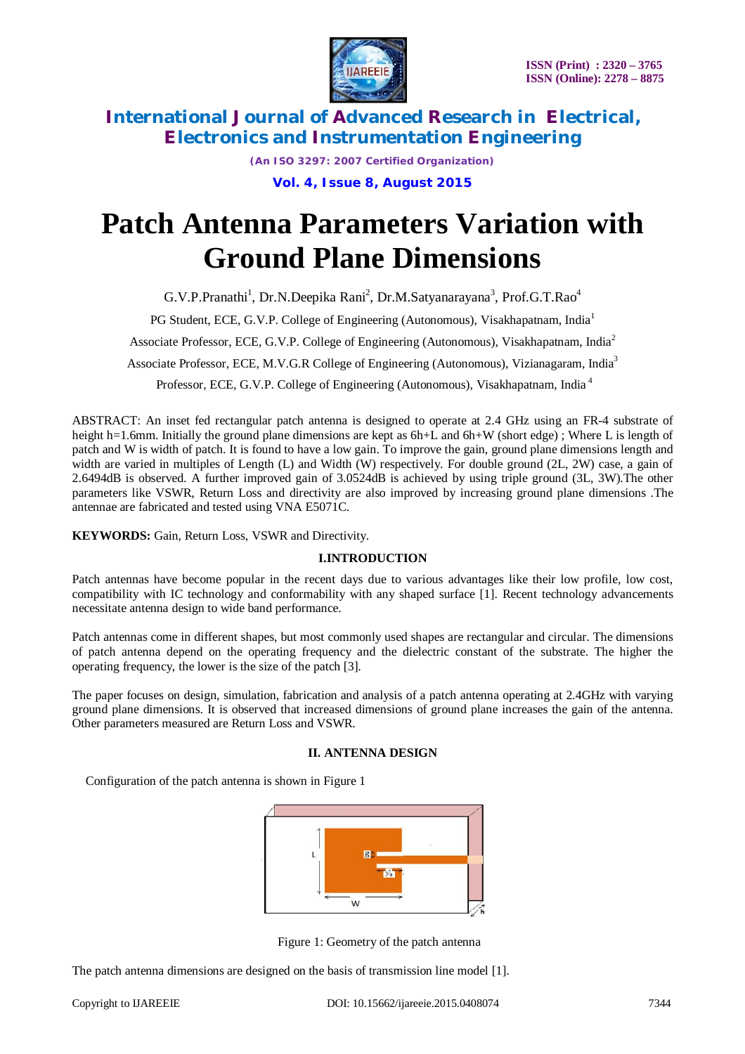# International Journal of Advanced Research in Electrical, Electronics and Instrumentation Engineering

*(An ISO 3297: 2007 Certified Organization)*

**Vol. 4, Issue 8, August 2015**

# Patch Antenna Parameters Variation with Ground Plane Dimensions

G.V.P.Pranathi[1], Dr.N.Deepika Rani[2], Dr.M.Satyanarayana[3], Prof.G.T.Rao[4]

PG Student, ECE, G.V.P. College of Engineering (Autonomous), Visakhapatnam, India[1]

Associate Professor, ECE, G.V.P. College of Engineering (Autonomous), Visakhapatnam, India[2]

Associate Professor, ECE, M.V.G.R College of Engineering (Autonomous), Vizianagaram, India[3]

Professor, ECE, G.V.P. College of Engineering (Autonomous), Visakhapatnam, India[4]

ABSTRACT: An inset fed rectangular patch antenna is designed to operate at 2.4 GHz using an FR-4 substrate of height h=1.6mm. Initially the ground plane dimensions are kept as 6h+L and 6h+W (short edge) ; Where L is length of patch and W is width of patch. It is found to have a low gain. To improve the gain, ground plane dimensions length and width are varied in multiples of Length (L) and Width (W) respectively. For double ground (2L, 2W) case, a gain of 2.6494dB is observed. A further improved gain of 3.0524dB is achieved by using triple ground (3L, 3W).The other parameters like VSWR, Return Loss and directivity are also improved by increasing ground plane dimensions .The antennae are fabricated and tested using VNA E5071C.

**KEYWORDS:** Gain, Return Loss, VSWR and Directivity.

## I.INTRODUCTION

Patch antennas have become popular in the recent days due to various advantages like their low profile, low cost, compatibility with IC technology and conformability with any shaped surface [1]. Recent technology advancements necessitate antenna design to wide band performance.

Patch antennas come in different shapes, but most commonly used shapes are rectangular and circular. The dimensions of patch antenna depend on the operating frequency and the dielectric constant of the substrate. The higher the operating frequency, the lower is the size of the patch [3].

The paper focuses on design, simulation, fabrication and analysis of a patch antenna operating at 2.4GHz with varying ground plane dimensions. It is observed that increased dimensions of ground plane increases the gain of the antenna. Other parameters measured are Return Loss and VSWR.

## II. ANTENNA DESIGN

Configuration of the patch antenna is shown in Figure 1

Figure 1: Geometry of the patch antenna

The patch antenna dimensions are designed on the basis of transmission line model [1].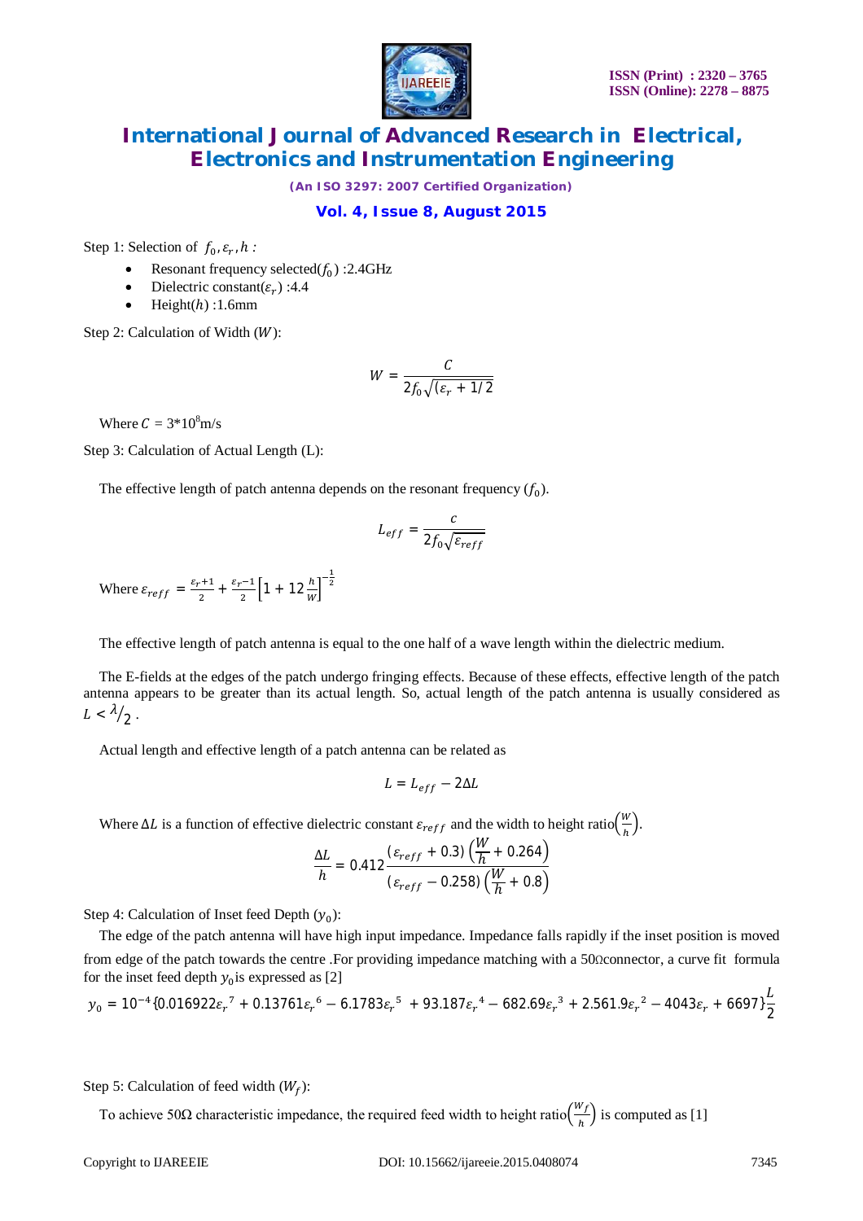Step 1: Selection of $f_0, \varepsilon_r, h$ :

- Resonant frequency selected($f_0$) :2.4GHz
- Dielectric constant($\varepsilon_r$) :4.4
- Height($h$) :1.6mm

Step 2: Calculation of Width ($W$):

$$W = \frac{C}{2f_0\sqrt{(\varepsilon_r + 1/2}}$$

Where $C$ = 3*10[8]m/s

Step 3: Calculation of Actual Length (L):

The effective length of patch antenna depends on the resonant frequency ($f_0$).

$$L_{eff} = \frac{c}{2f_0\sqrt{\varepsilon_{reff}}}$$

Where $\varepsilon_{reff} = \frac{\varepsilon_r+1}{2} + \frac{\varepsilon_r-1}{2}\left[1 + 12\frac{h}{W}\right]^{-\frac{1}{2}}$

The effective length of patch antenna is equal to the one half of a wave length within the dielectric medium.

The E-fields at the edges of the patch undergo fringing effects. Because of these effects, effective length of the patch antenna appears to be greater than its actual length. So, actual length of the patch antenna is usually considered as $L < \lambda/_2$ .

Actual length and effective length of a patch antenna can be related as

$$L = L_{eff} - 2\Delta L$$

Where $\Delta L$ is a function of effective dielectric constant $\varepsilon_{reff}$ and the width to height ratio$\left(\frac{W}{h}\right)$.

$$\frac{\Delta L}{h} = 0.412\frac{(\varepsilon_{reff} + 0.3)\left(\frac{W}{h} + 0.264\right)}{(\varepsilon_{reff} - 0.258)\left(\frac{W}{h} + 0.8\right)}$$

Step 4: Calculation of Inset feed Depth ($y_0$):

The edge of the patch antenna will have high input impedance. Impedance falls rapidly if the inset position is moved from edge of the patch towards the centre .For providing impedance matching with a 50Ωconnector, a curve fit formula for the inset feed depth $y_0$is expressed as [2]

$$y_0 = 10^{-4}\{0.016922\varepsilon_r{}^7 + 0.13761\varepsilon_r{}^6 - 6.1783\varepsilon_r{}^5 + 93.187\varepsilon_r{}^4 - 682.69\varepsilon_r{}^3 + 2.561.9\varepsilon_r{}^2 - 4043\varepsilon_r + 6697\}\frac{L}{2}$$

Step 5: Calculation of feed width ($W_f$):

To achieve 50Ω characteristic impedance, the required feed width to height ratio$\left(\frac{W_f}{h}\right)$ is computed as [1]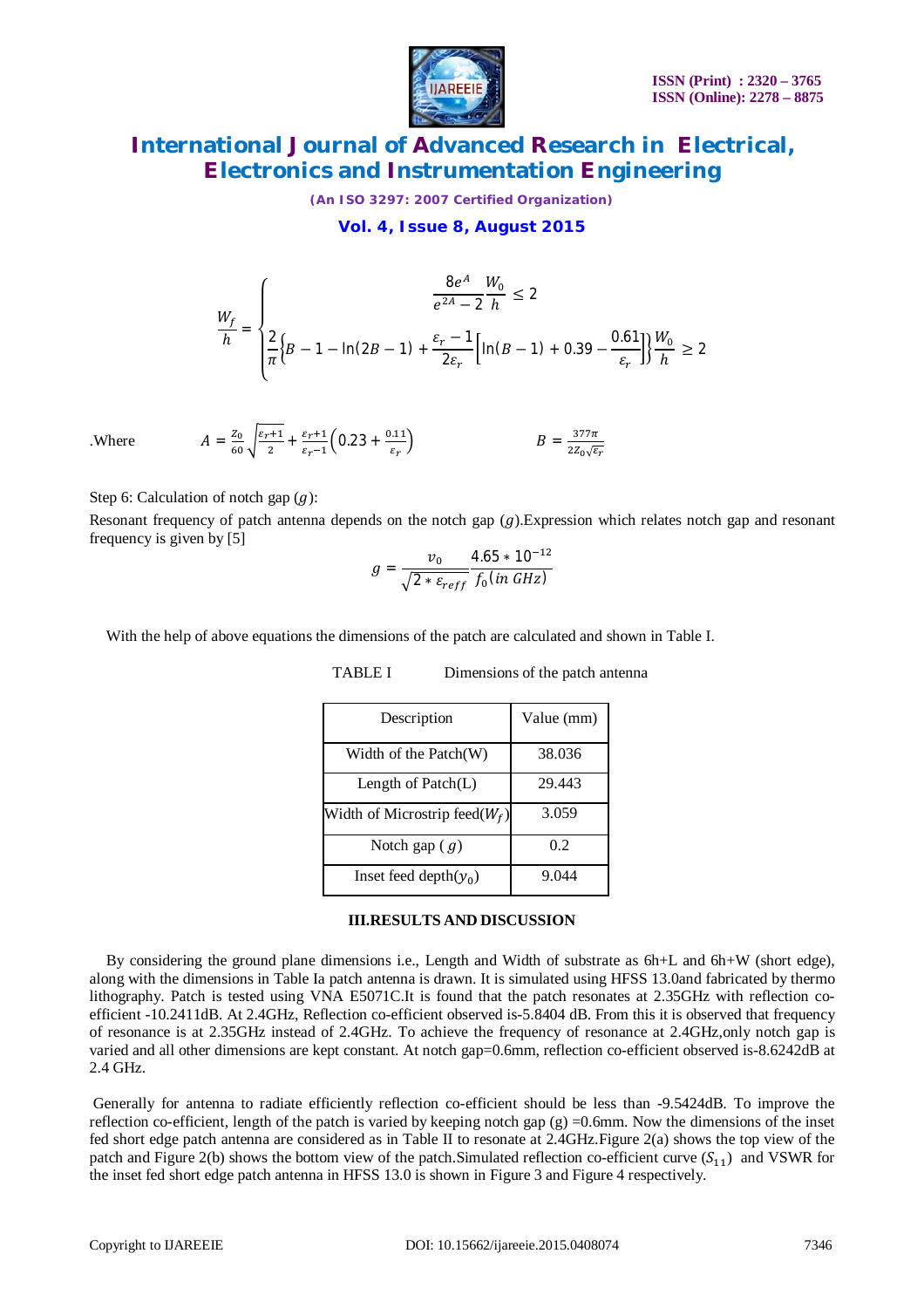$$\frac{W_f}{h} = \begin{cases} \frac{8e^A}{e^{2A}-2}\frac{W_0}{h} \leq 2 \\ \frac{2}{\pi}\left\{B-1-\ln(2B-1)+\frac{\varepsilon_r-1}{2\varepsilon_r}\left[\ln(B-1)+0.39-\frac{0.61}{\varepsilon_r}\right]\right\}\frac{W_0}{h} \geq 2 \end{cases}$$

.Where $A = \frac{Z_0}{60}\sqrt{\frac{\varepsilon_r+1}{2}} + \frac{\varepsilon_r+1}{\varepsilon_r-1}\left(0.23+\frac{0.11}{\varepsilon_r}\right)$ $B = \frac{377\pi}{2Z_0\sqrt{\varepsilon_r}}$

Step 6: Calculation of notch gap ($g$):

Resonant frequency of patch antenna depends on the notch gap ($g$).Expression which relates notch gap and resonant frequency is given by [5]

$$g = \frac{v_0}{\sqrt{2 * \varepsilon_{reff}}}\frac{4.65 * 10^{-12}}{f_0(in\ GHz)}$$

With the help of above equations the dimensions of the patch are calculated and shown in Table I.

TABLE I Dimensions of the patch antenna

| Description | Value (mm) |
|---|---|
| Width of the Patch(W) | 38.036 |
| Length of Patch(L) | 29.443 |
| Width of Microstrip feed($W_f$) | 3.059 |
| Notch gap ( $g$) | 0.2 |
| Inset feed depth($y_0$) | 9.044 |

## III.RESULTS AND DISCUSSION

By considering the ground plane dimensions i.e., Length and Width of substrate as 6h+L and 6h+W (short edge), along with the dimensions in Table Ia patch antenna is drawn. It is simulated using HFSS 13.0and fabricated by thermo lithography. Patch is tested using VNA E5071C.It is found that the patch resonates at 2.35GHz with reflection co-efficient -10.2411dB. At 2.4GHz, Reflection co-efficient observed is-5.8404 dB. From this it is observed that frequency of resonance is at 2.35GHz instead of 2.4GHz. To achieve the frequency of resonance at 2.4GHz,only notch gap is varied and all other dimensions are kept constant. At notch gap=0.6mm, reflection co-efficient observed is-8.6242dB at 2.4 GHz.

Generally for antenna to radiate efficiently reflection co-efficient should be less than -9.5424dB. To improve the reflection co-efficient, length of the patch is varied by keeping notch gap (g) =0.6mm. Now the dimensions of the inset fed short edge patch antenna are considered as in Table II to resonate at 2.4GHz.Figure 2(a) shows the top view of the patch and Figure 2(b) shows the bottom view of the patch.Simulated reflection co-efficient curve ($S_{11}$) and VSWR for the inset fed short edge patch antenna in HFSS 13.0 is shown in Figure 3 and Figure 4 respectively.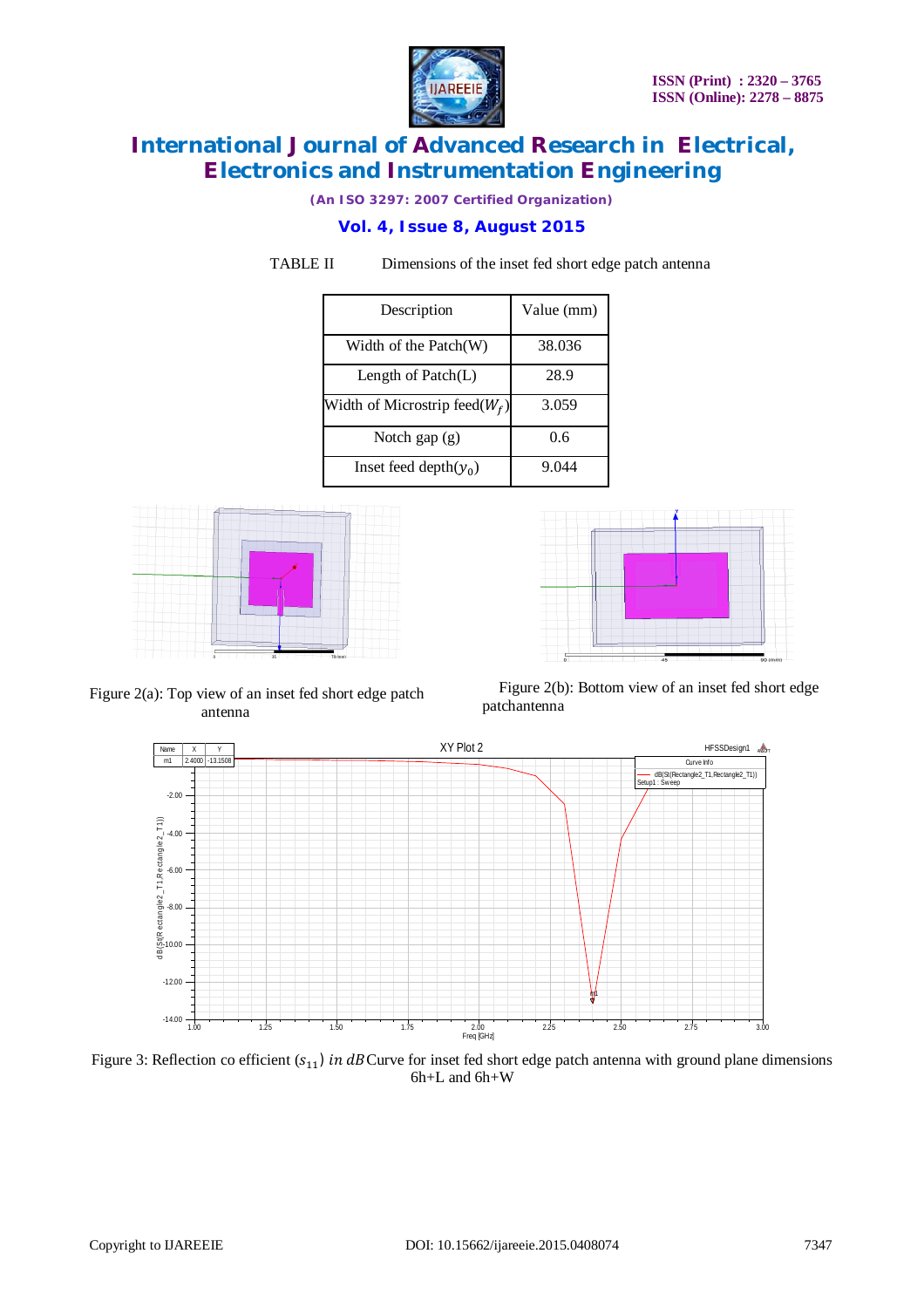TABLE II Dimensions of the inset fed short edge patch antenna

| Description | Value (mm) |
|---|---|
| Width of the Patch(W) | 38.036 |
| Length of Patch(L) | 28.9 |
| Width of Microstrip feed($W_f$) | 3.059 |
| Notch gap (g) | 0.6 |
| Inset feed depth($y_0$) | 9.044 |

Figure 2(a): Top view of an inset fed short edge patch antenna

Figure 2(b): Bottom view of an inset fed short edge patchantenna

Figure 3: Reflection co efficient ($s_{11}$) *in dB* Curve for inset fed short edge patch antenna with ground plane dimensions 6h+L and 6h+W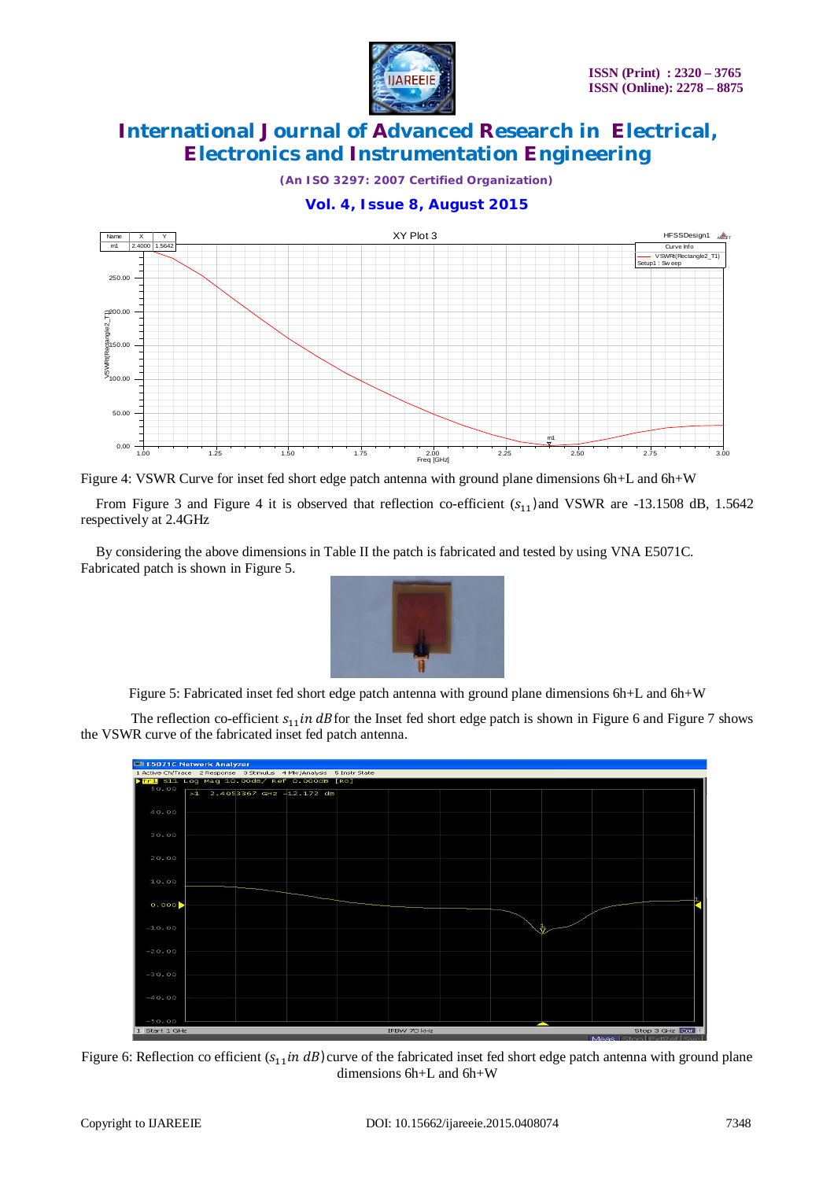Figure 4: VSWR Curve for inset fed short edge patch antenna with ground plane dimensions 6h+L and 6h+W

From Figure 3 and Figure 4 it is observed that reflection co-efficient $(s_{11})$ and VSWR are -13.1508 dB, 1.5642 respectively at 2.4GHz

By considering the above dimensions in Table II the patch is fabricated and tested by using VNA E5071C. Fabricated patch is shown in Figure 5.

Figure 5: Fabricated inset fed short edge patch antenna with ground plane dimensions 6h+L and 6h+W

The reflection co-efficient $s_{11}\, in\, dB$ for the Inset fed short edge patch is shown in Figure 6 and Figure 7 shows the VSWR curve of the fabricated inset fed patch antenna.

Figure 6: Reflection co efficient $(s_{11}\, in\, dB)$ curve of the fabricated inset fed short edge patch antenna with ground plane dimensions 6h+L and 6h+W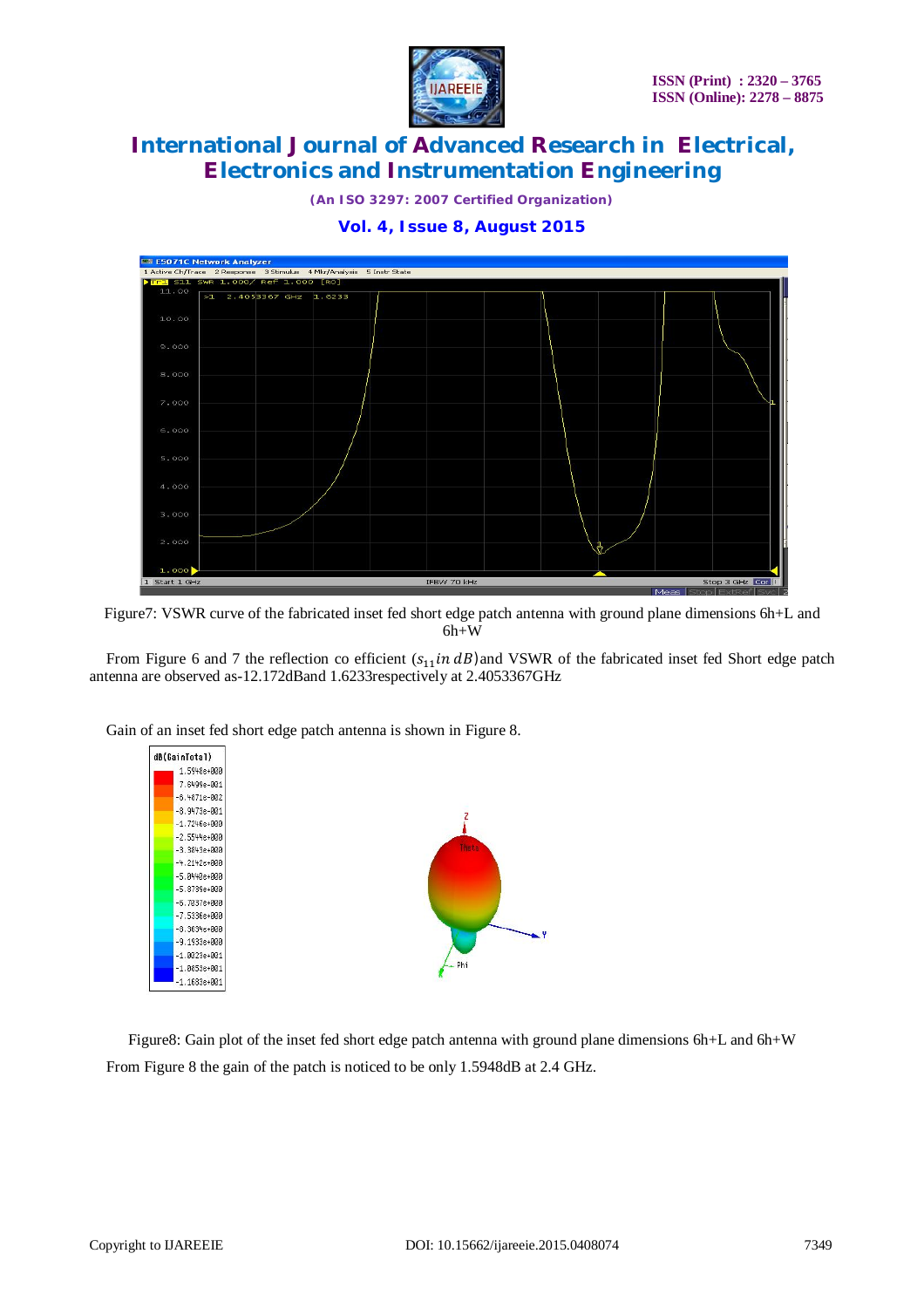Figure7: VSWR curve of the fabricated inset fed short edge patch antenna with ground plane dimensions 6h+L and 6h+W

From Figure 6 and 7 the reflection co efficient ($s_{11} in\ dB$)and VSWR of the fabricated inset fed Short edge patch antenna are observed as-12.172dBand 1.6233respectively at 2.4053367GHz

Gain of an inset fed short edge patch antenna is shown in Figure 8.

Figure8: Gain plot of the inset fed short edge patch antenna with ground plane dimensions 6h+L and 6h+W

From Figure 8 the gain of the patch is noticed to be only 1.5948dB at 2.4 GHz.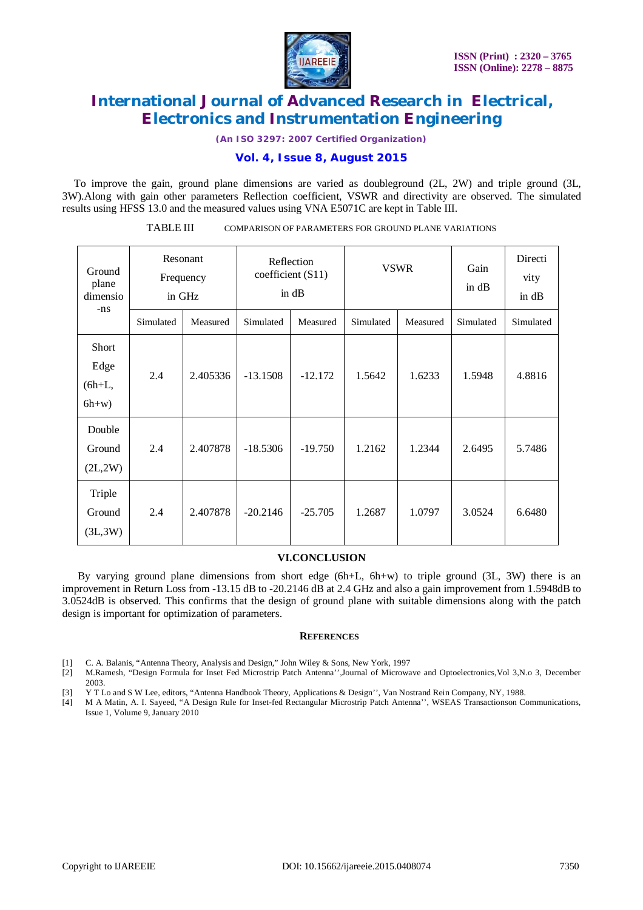To improve the gain, ground plane dimensions are varied as doubleground (2L, 2W) and triple ground (3L, 3W).Along with gain other parameters Reflection coefficient, VSWR and directivity are observed. The simulated results using HFSS 13.0 and the measured values using VNA E5071C are kept in Table III.

TABLE III COMPARISON OF PARAMETERS FOR GROUND PLANE VARIATIONS

| Ground plane dimensio -ns | Resonant Frequency in GHz | | Reflection coefficient (S11) in dB | | VSWR | | Gain in dB | Directi vity in dB |
|---|---|---|---|---|---|---|---|---|
| | Simulated | Measured | Simulated | Measured | Simulated | Measured | Simulated | Simulated |
| Short Edge (6h+L, 6h+w) | 2.4 | 2.405336 | -13.1508 | -12.172 | 1.5642 | 1.6233 | 1.5948 | 4.8816 |
| Double Ground (2L,2W) | 2.4 | 2.407878 | -18.5306 | -19.750 | 1.2162 | 1.2344 | 2.6495 | 5.7486 |
| Triple Ground (3L,3W) | 2.4 | 2.407878 | -20.2146 | -25.705 | 1.2687 | 1.0797 | 3.0524 | 6.6480 |

## VI.CONCLUSION

By varying ground plane dimensions from short edge (6h+L, 6h+w) to triple ground (3L, 3W) there is an improvement in Return Loss from -13.15 dB to -20.2146 dB at 2.4 GHz and also a gain improvement from 1.5948dB to 3.0524dB is observed. This confirms that the design of ground plane with suitable dimensions along with the patch design is important for optimization of parameters.

## REFERENCES

[1] C. A. Balanis, "Antenna Theory, Analysis and Design," John Wiley & Sons, New York, 1997

[2] M.Ramesh, "Design Formula for Inset Fed Microstrip Patch Antenna'',Journal of Microwave and Optoelectronics,Vol 3,N.o 3, December 2003.

[3] Y T Lo and S W Lee, editors, "Antenna Handbook Theory, Applications & Design'', Van Nostrand Rein Company, NY, 1988.

[4] M A Matin, A. I. Sayeed, "A Design Rule for Inset-fed Rectangular Microstrip Patch Antenna'', WSEAS Transactionson Communications, Issue 1, Volume 9, January 2010